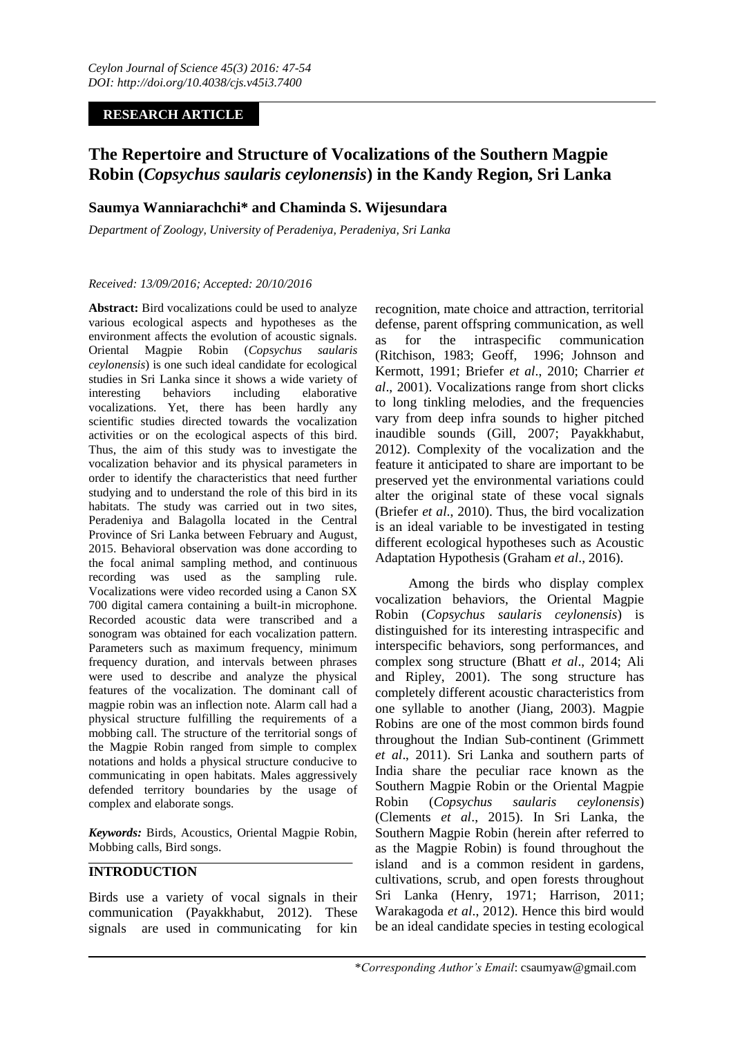*Ceylon Journal of Science 45(3) 2016: 47-54*
*DOI: http://doi.org/10.4038/cjs.v45i3.7400*

**RESEARCH ARTICLE**

# The Repertoire and Structure of Vocalizations of the Southern Magpie Robin (*Copsychus saularis ceylonensis*) in the Kandy Region, Sri Lanka

**Saumya Wanniarachchi\* and Chaminda S. Wijesundara**

*Department of Zoology, University of Peradeniya, Peradeniya, Sri Lanka*

*Received: 13/09/2016; Accepted: 20/10/2016*

**Abstract:** Bird vocalizations could be used to analyze various ecological aspects and hypotheses as the environment affects the evolution of acoustic signals. Oriental Magpie Robin (*Copsychus saularis ceylonensis*) is one such ideal candidate for ecological studies in Sri Lanka since it shows a wide variety of interesting behaviors including elaborative vocalizations. Yet, there has been hardly any scientific studies directed towards the vocalization activities or on the ecological aspects of this bird. Thus, the aim of this study was to investigate the vocalization behavior and its physical parameters in order to identify the characteristics that need further studying and to understand the role of this bird in its habitats. The study was carried out in two sites, Peradeniya and Balagolla located in the Central Province of Sri Lanka between February and August, 2015. Behavioral observation was done according to the focal animal sampling method, and continuous recording was used as the sampling rule. Vocalizations were video recorded using a Canon SX 700 digital camera containing a built-in microphone. Recorded acoustic data were transcribed and a sonogram was obtained for each vocalization pattern. Parameters such as maximum frequency, minimum frequency duration, and intervals between phrases were used to describe and analyze the physical features of the vocalization. The dominant call of magpie robin was an inflection note. Alarm call had a physical structure fulfilling the requirements of a mobbing call. The structure of the territorial songs of the Magpie Robin ranged from simple to complex notations and holds a physical structure conducive to communicating in open habitats. Males aggressively defended territory boundaries by the usage of complex and elaborate songs.

***Keywords:*** Birds, Acoustics, Oriental Magpie Robin, Mobbing calls, Bird songs.

## INTRODUCTION

Birds use a variety of vocal signals in their communication (Payakkhabut, 2012). These signals are used in communicating for kin recognition, mate choice and attraction, territorial defense, parent offspring communication, as well as for the intraspecific communication (Ritchison, 1983; Geoff, 1996; Johnson and Kermott, 1991; Briefer *et al*., 2010; Charrier *et al*., 2001). Vocalizations range from short clicks to long tinkling melodies, and the frequencies vary from deep infra sounds to higher pitched inaudible sounds (Gill, 2007; Payakkhabut, 2012). Complexity of the vocalization and the feature it anticipated to share are important to be preserved yet the environmental variations could alter the original state of these vocal signals (Briefer *et al*., 2010). Thus, the bird vocalization is an ideal variable to be investigated in testing different ecological hypotheses such as Acoustic Adaptation Hypothesis (Graham *et al*., 2016).

Among the birds who display complex vocalization behaviors, the Oriental Magpie Robin (*Copsychus saularis ceylonensis*) is distinguished for its interesting intraspecific and interspecific behaviors, song performances, and complex song structure (Bhatt *et al*., 2014; Ali and Ripley, 2001). The song structure has completely different acoustic characteristics from one syllable to another (Jiang, 2003). Magpie Robins are one of the most common birds found throughout the Indian Sub-continent (Grimmett *et al*., 2011). Sri Lanka and southern parts of India share the peculiar race known as the Southern Magpie Robin or the Oriental Magpie Robin (*Copsychus saularis ceylonensis*) (Clements *et al*., 2015). In Sri Lanka, the Southern Magpie Robin (herein after referred to as the Magpie Robin) is found throughout the island and is a common resident in gardens, cultivations, scrub, and open forests throughout Sri Lanka (Henry, 1971; Harrison, 2011; Warakagoda *et al*., 2012). Hence this bird would be an ideal candidate species in testing ecological

\**Corresponding Author's Email*: csaumyaw@gmail.com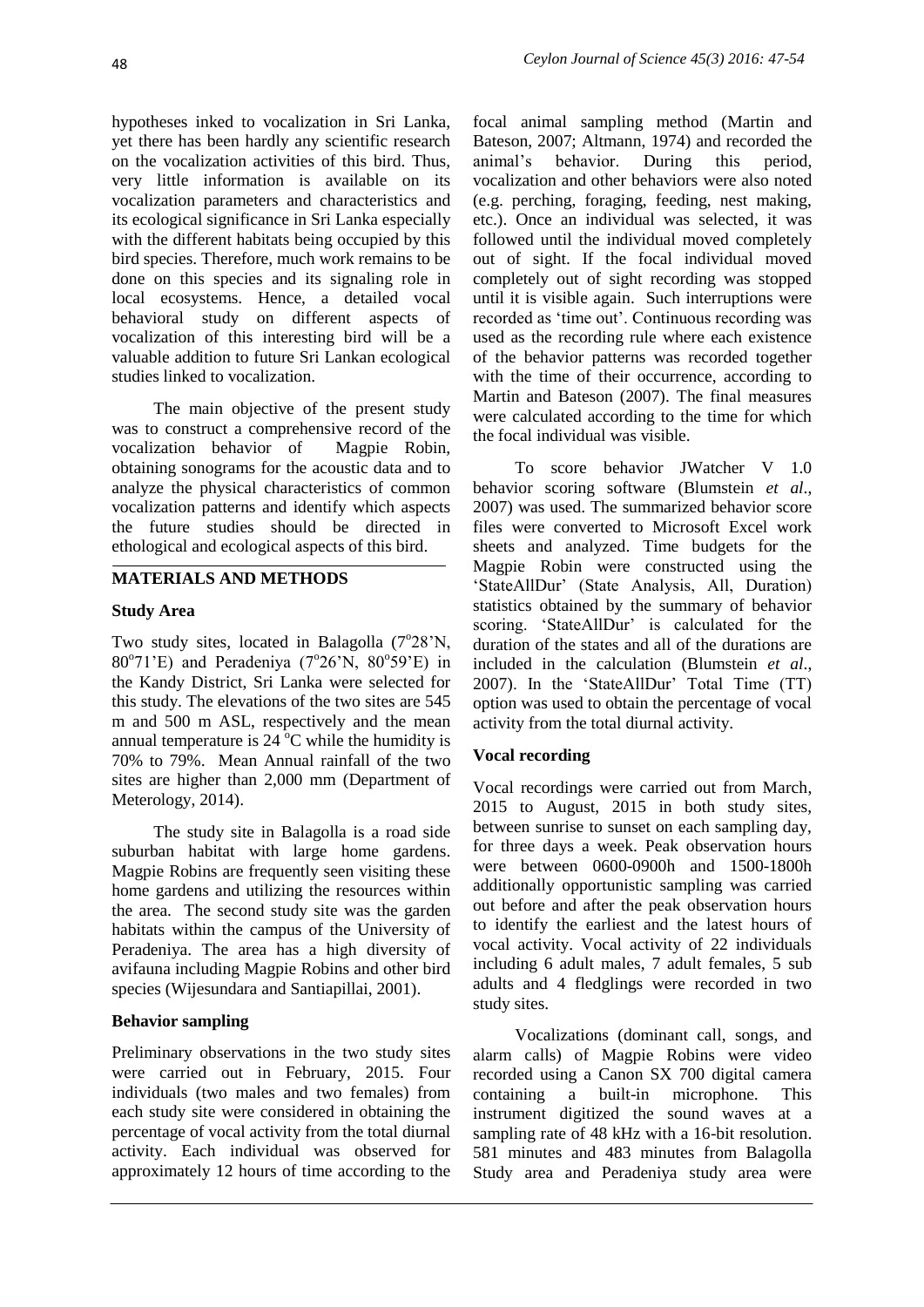hypotheses inked to vocalization in Sri Lanka, yet there has been hardly any scientific research on the vocalization activities of this bird. Thus, very little information is available on its vocalization parameters and characteristics and its ecological significance in Sri Lanka especially with the different habitats being occupied by this bird species. Therefore, much work remains to be done on this species and its signaling role in local ecosystems. Hence, a detailed vocal behavioral study on different aspects of vocalization of this interesting bird will be a valuable addition to future Sri Lankan ecological studies linked to vocalization.

The main objective of the present study was to construct a comprehensive record of the vocalization behavior of Magpie Robin, obtaining sonograms for the acoustic data and to analyze the physical characteristics of common vocalization patterns and identify which aspects the future studies should be directed in ethological and ecological aspects of this bird.

## MATERIALS AND METHODS

### Study Area

Two study sites, located in Balagolla (7°28'N, 80°71'E) and Peradeniya (7°26'N, 80°59'E) in the Kandy District, Sri Lanka were selected for this study. The elevations of the two sites are 545 m and 500 m ASL, respectively and the mean annual temperature is 24 °C while the humidity is 70% to 79%. Mean Annual rainfall of the two sites are higher than 2,000 mm (Department of Meterology, 2014).

The study site in Balagolla is a road side suburban habitat with large home gardens. Magpie Robins are frequently seen visiting these home gardens and utilizing the resources within the area. The second study site was the garden habitats within the campus of the University of Peradeniya. The area has a high diversity of avifauna including Magpie Robins and other bird species (Wijesundara and Santiapillai, 2001).

### Behavior sampling

Preliminary observations in the two study sites were carried out in February, 2015. Four individuals (two males and two females) from each study site were considered in obtaining the percentage of vocal activity from the total diurnal activity. Each individual was observed for approximately 12 hours of time according to the focal animal sampling method (Martin and Bateson, 2007; Altmann, 1974) and recorded the animal's behavior. During this period, vocalization and other behaviors were also noted (e.g. perching, foraging, feeding, nest making, etc.). Once an individual was selected, it was followed until the individual moved completely out of sight. If the focal individual moved completely out of sight recording was stopped until it is visible again. Such interruptions were recorded as 'time out'. Continuous recording was used as the recording rule where each existence of the behavior patterns was recorded together with the time of their occurrence, according to Martin and Bateson (2007). The final measures were calculated according to the time for which the focal individual was visible.

To score behavior JWatcher V 1.0 behavior scoring software (Blumstein *et al*., 2007) was used. The summarized behavior score files were converted to Microsoft Excel work sheets and analyzed. Time budgets for the Magpie Robin were constructed using the 'StateAllDur' (State Analysis, All, Duration) statistics obtained by the summary of behavior scoring. 'StateAllDur' is calculated for the duration of the states and all of the durations are included in the calculation (Blumstein *et al*., 2007). In the 'StateAllDur' Total Time (TT) option was used to obtain the percentage of vocal activity from the total diurnal activity.

### Vocal recording

Vocal recordings were carried out from March, 2015 to August, 2015 in both study sites, between sunrise to sunset on each sampling day, for three days a week. Peak observation hours were between 0600-0900h and 1500-1800h additionally opportunistic sampling was carried out before and after the peak observation hours to identify the earliest and the latest hours of vocal activity. Vocal activity of 22 individuals including 6 adult males, 7 adult females, 5 sub adults and 4 fledglings were recorded in two study sites.

Vocalizations (dominant call, songs, and alarm calls) of Magpie Robins were video recorded using a Canon SX 700 digital camera containing a built-in microphone. This instrument digitized the sound waves at a sampling rate of 48 kHz with a 16-bit resolution. 581 minutes and 483 minutes from Balagolla Study area and Peradeniya study area were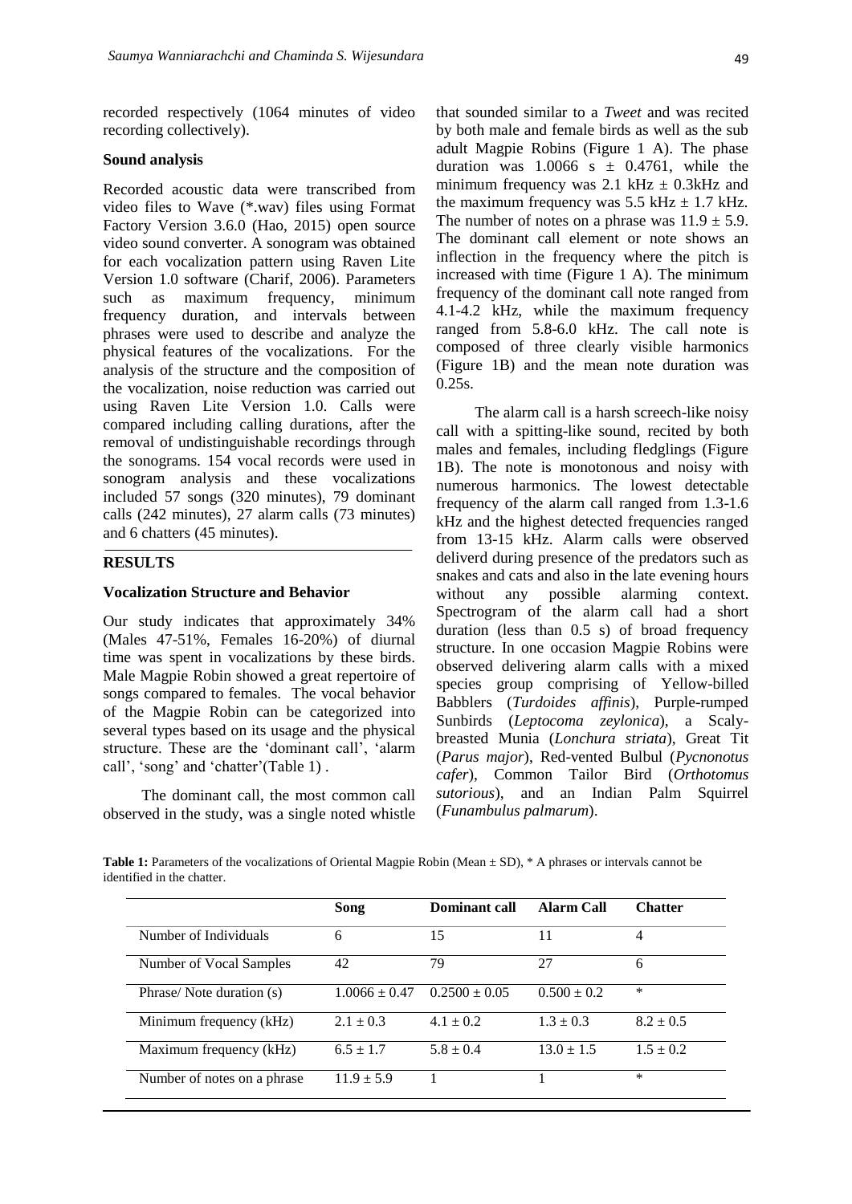recorded respectively (1064 minutes of video recording collectively).

### Sound analysis

Recorded acoustic data were transcribed from video files to Wave (*.wav) files using Format Factory Version 3.6.0 (Hao, 2015) open source video sound converter. A sonogram was obtained for each vocalization pattern using Raven Lite Version 1.0 software (Charif, 2006). Parameters such as maximum frequency, minimum frequency duration, and intervals between phrases were used to describe and analyze the physical features of the vocalizations. For the analysis of the structure and the composition of the vocalization, noise reduction was carried out using Raven Lite Version 1.0. Calls were compared including calling durations, after the removal of undistinguishable recordings through the sonograms. 154 vocal records were used in sonogram analysis and these vocalizations included 57 songs (320 minutes), 79 dominant calls (242 minutes), 27 alarm calls (73 minutes) and 6 chatters (45 minutes).

## RESULTS

### Vocalization Structure and Behavior

Our study indicates that approximately 34% (Males 47-51%, Females 16-20%) of diurnal time was spent in vocalizations by these birds. Male Magpie Robin showed a great repertoire of songs compared to females. The vocal behavior of the Magpie Robin can be categorized into several types based on its usage and the physical structure. These are the 'dominant call', 'alarm call', 'song' and 'chatter'(Table 1) .

The dominant call, the most common call observed in the study, was a single noted whistle that sounded similar to a *Tweet* and was recited by both male and female birds as well as the sub adult Magpie Robins (Figure 1 A). The phase duration was 1.0066 s ± 0.4761, while the minimum frequency was 2.1 kHz ± 0.3kHz and the maximum frequency was 5.5 kHz ± 1.7 kHz. The number of notes on a phrase was 11.9 ± 5.9. The dominant call element or note shows an inflection in the frequency where the pitch is increased with time (Figure 1 A). The minimum frequency of the dominant call note ranged from 4.1-4.2 kHz, while the maximum frequency ranged from 5.8-6.0 kHz. The call note is composed of three clearly visible harmonics (Figure 1B) and the mean note duration was 0.25s.

The alarm call is a harsh screech-like noisy call with a spitting-like sound, recited by both males and females, including fledglings (Figure 1B). The note is monotonous and noisy with numerous harmonics. The lowest detectable frequency of the alarm call ranged from 1.3-1.6 kHz and the highest detected frequencies ranged from 13-15 kHz. Alarm calls were observed deliverd during presence of the predators such as snakes and cats and also in the late evening hours without any possible alarming context. Spectrogram of the alarm call had a short duration (less than 0.5 s) of broad frequency structure. In one occasion Magpie Robins were observed delivering alarm calls with a mixed species group comprising of Yellow-billed Babblers (*Turdoides affinis*), Purple-rumped Sunbirds (*Leptocoma zeylonica*), a Scaly-breasted Munia (*Lonchura striata*), Great Tit (*Parus major*), Red-vented Bulbul (*Pycnonotus cafer*), Common Tailor Bird (*Orthotomus sutorious*), and an Indian Palm Squirrel (*Funambulus palmarum*).

**Table 1:** Parameters of the vocalizations of Oriental Magpie Robin (Mean ± SD), * A phrases or intervals cannot be identified in the chatter.

| | Song | Dominant call | Alarm Call | Chatter |
|---|---|---|---|---|
| Number of Individuals | 6 | 15 | 11 | 4 |
| Number of Vocal Samples | 42 | 79 | 27 | 6 |
| Phrase/ Note duration (s) | 1.0066 ± 0.47 | 0.2500 ± 0.05 | 0.500 ± 0.2 | * |
| Minimum frequency (kHz) | 2.1 ± 0.3 | 4.1 ± 0.2 | 1.3 ± 0.3 | 8.2 ± 0.5 |
| Maximum frequency (kHz) | 6.5 ± 1.7 | 5.8 ± 0.4 | 13.0 ± 1.5 | 1.5 ± 0.2 |
| Number of notes on a phrase | 11.9 ± 5.9 | 1 | 1 | * |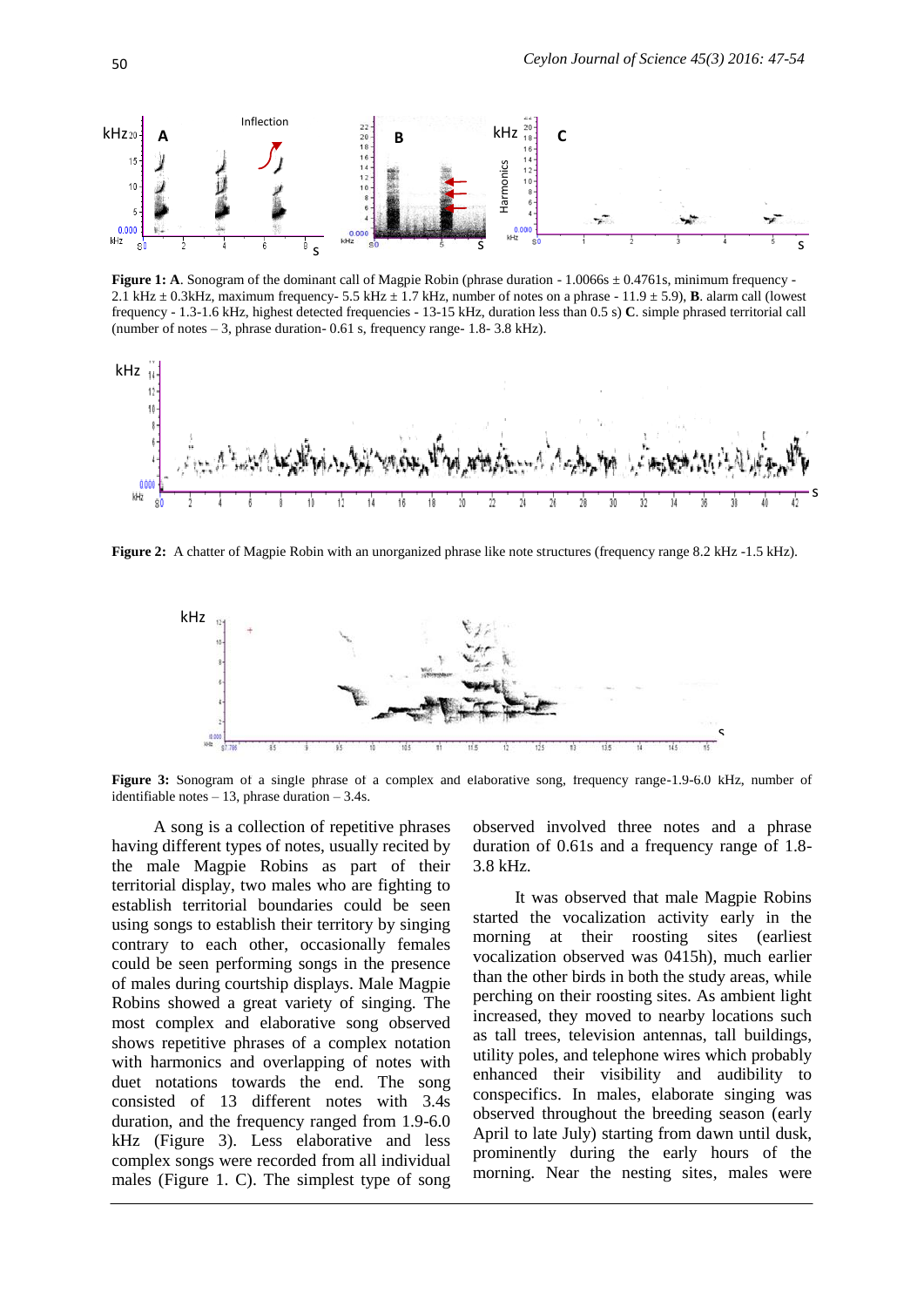**Figure 1: A**. Sonogram of the dominant call of Magpie Robin (phrase duration - 1.0066s ± 0.4761s, minimum frequency - 2.1 kHz ± 0.3kHz, maximum frequency- 5.5 kHz ± 1.7 kHz, number of notes on a phrase - 11.9 ± 5.9), **B**. alarm call (lowest frequency - 1.3-1.6 kHz, highest detected frequencies - 13-15 kHz, duration less than 0.5 s) **C**. simple phrased territorial call (number of notes – 3, phrase duration- 0.61 s, frequency range- 1.8- 3.8 kHz).

**Figure 2:** A chatter of Magpie Robin with an unorganized phrase like note structures (frequency range 8.2 kHz -1.5 kHz).

**Figure 3:** Sonogram of a single phrase of a complex and elaborative song, frequency range-1.9-6.0 kHz, number of identifiable notes – 13, phrase duration – 3.4s.

A song is a collection of repetitive phrases having different types of notes, usually recited by the male Magpie Robins as part of their territorial display, two males who are fighting to establish territorial boundaries could be seen using songs to establish their territory by singing contrary to each other, occasionally females could be seen performing songs in the presence of males during courtship displays. Male Magpie Robins showed a great variety of singing. The most complex and elaborative song observed shows repetitive phrases of a complex notation with harmonics and overlapping of notes with duet notations towards the end. The song consisted of 13 different notes with 3.4s duration, and the frequency ranged from 1.9-6.0 kHz (Figure 3). Less elaborative and less complex songs were recorded from all individual males (Figure 1. C). The simplest type of song observed involved three notes and a phrase duration of 0.61s and a frequency range of 1.8-3.8 kHz.

It was observed that male Magpie Robins started the vocalization activity early in the morning at their roosting sites (earliest vocalization observed was 0415h), much earlier than the other birds in both the study areas, while perching on their roosting sites. As ambient light increased, they moved to nearby locations such as tall trees, television antennas, tall buildings, utility poles, and telephone wires which probably enhanced their visibility and audibility to conspecifics. In males, elaborate singing was observed throughout the breeding season (early April to late July) starting from dawn until dusk, prominently during the early hours of the morning. Near the nesting sites, males were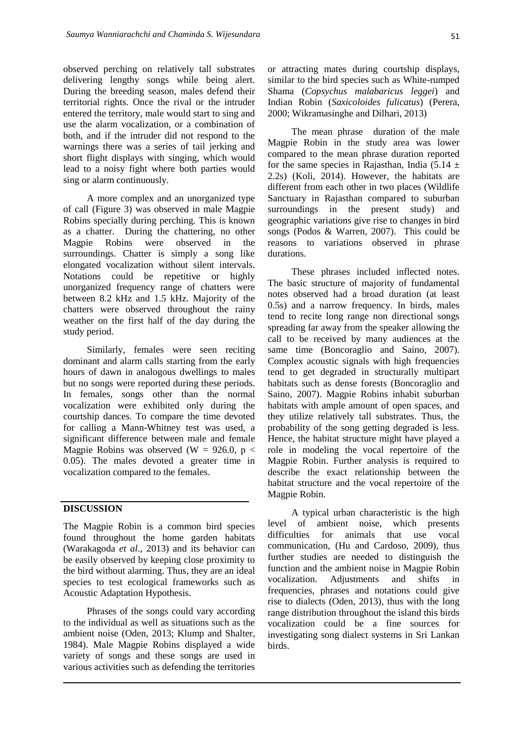observed perching on relatively tall substrates delivering lengthy songs while being alert. During the breeding season, males defend their territorial rights. Once the rival or the intruder entered the territory, male would start to sing and use the alarm vocalization, or a combination of both, and if the intruder did not respond to the warnings there was a series of tail jerking and short flight displays with singing, which would lead to a noisy fight where both parties would sing or alarm continuously.

A more complex and an unorganized type of call (Figure 3) was observed in male Magpie Robins specially during perching. This is known as a chatter. During the chattering, no other Magpie Robins were observed in the surroundings. Chatter is simply a song like elongated vocalization without silent intervals. Notations could be repetitive or highly unorganized frequency range of chatters were between 8.2 kHz and 1.5 kHz. Majority of the chatters were observed throughout the rainy weather on the first half of the day during the study period.

Similarly, females were seen reciting dominant and alarm calls starting from the early hours of dawn in analogous dwellings to males but no songs were reported during these periods. In females, songs other than the normal vocalization were exhibited only during the courtship dances. To compare the time devoted for calling a Mann-Whitney test was used, a significant difference between male and female Magpie Robins was observed ($W = 926.0$, $p < 0.05$). The males devoted a greater time in vocalization compared to the females.

## DISCUSSION

The Magpie Robin is a common bird species found throughout the home garden habitats (Warakagoda *et al*., 2013) and its behavior can be easily observed by keeping close proximity to the bird without alarming. Thus, they are an ideal species to test ecological frameworks such as Acoustic Adaptation Hypothesis.

Phrases of the songs could vary according to the individual as well as situations such as the ambient noise (Oden, 2013; Klump and Shalter, 1984). Male Magpie Robins displayed a wide variety of songs and these songs are used in various activities such as defending the territories or attracting mates during courtship displays, similar to the bird species such as White-rumped Shama (*Copsychus malabaricus leggei*) and Indian Robin (*Saxicoloides fulicatus*) (Perera, 2000; Wikramasinghe and Dilhari, 2013)

The mean phrase duration of the male Magpie Robin in the study area was lower compared to the mean phrase duration reported for the same species in Rajasthan, India ($5.14 \pm 2.2$s) (Koli, 2014). However, the habitats are different from each other in two places (Wildlife Sanctuary in Rajasthan compared to suburban surroundings in the present study) and geographic variations give rise to changes in bird songs (Podos & Warren, 2007). This could be reasons to variations observed in phrase durations.

These phrases included inflected notes. The basic structure of majority of fundamental notes observed had a broad duration (at least 0.5s) and a narrow frequency. In birds, males tend to recite long range non directional songs spreading far away from the speaker allowing the call to be received by many audiences at the same time (Boncoraglio and Saino, 2007). Complex acoustic signals with high frequencies tend to get degraded in structurally multipart habitats such as dense forests (Boncoraglio and Saino, 2007). Magpie Robins inhabit suburban habitats with ample amount of open spaces, and they utilize relatively tall substrates. Thus, the probability of the song getting degraded is less. Hence, the habitat structure might have played a role in modeling the vocal repertoire of the Magpie Robin. Further analysis is required to describe the exact relationship between the habitat structure and the vocal repertoire of the Magpie Robin.

A typical urban characteristic is the high level of ambient noise, which presents difficulties for animals that use vocal communication, (Hu and Cardoso, 2009), thus further studies are needed to distinguish the function and the ambient noise in Magpie Robin vocalization. Adjustments and shifts in frequencies, phrases and notations could give rise to dialects (Oden, 2013), thus with the long range distribution throughout the island this birds vocalization could be a fine sources for investigating song dialect systems in Sri Lankan birds.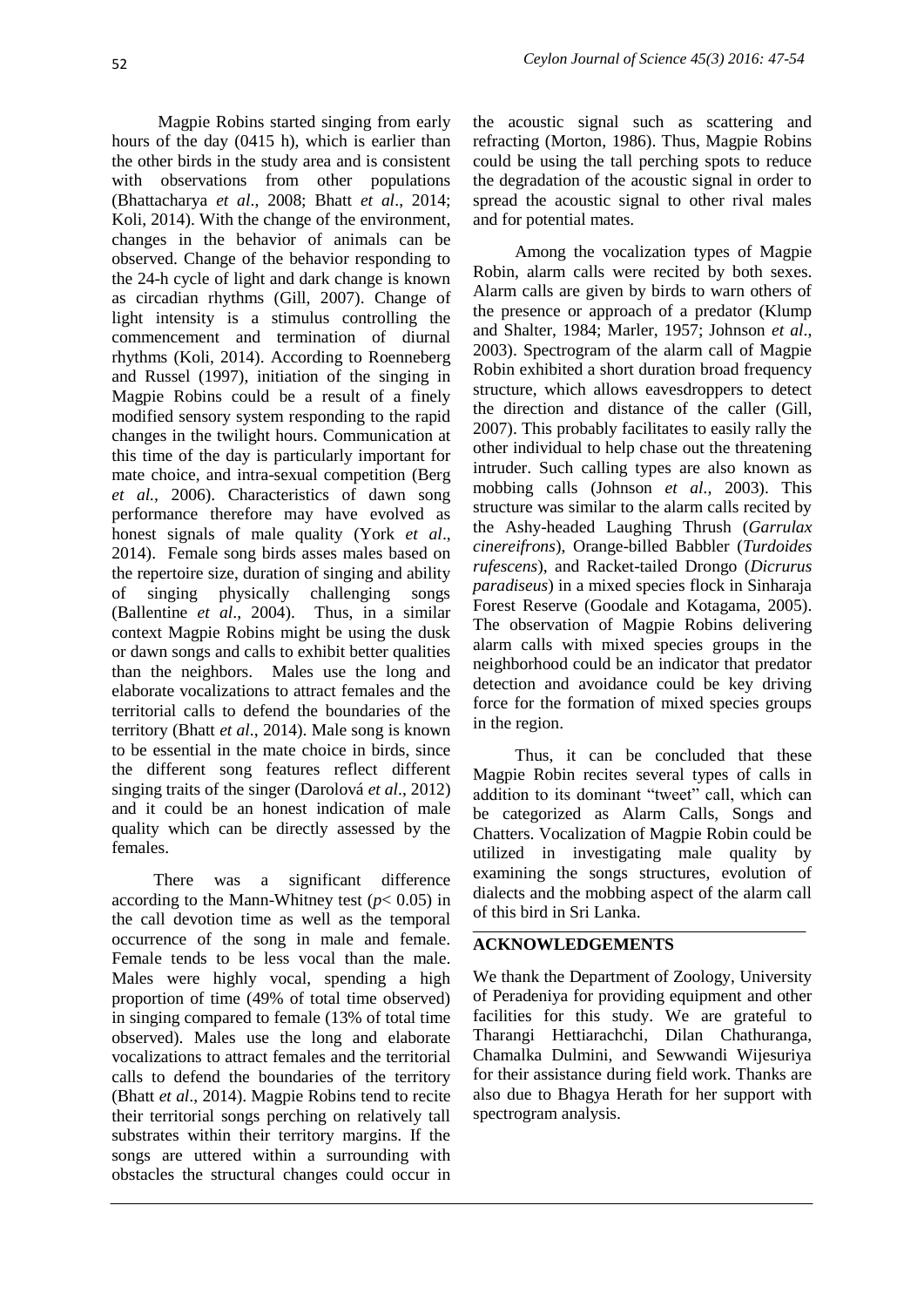Magpie Robins started singing from early hours of the day (0415 h), which is earlier than the other birds in the study area and is consistent with observations from other populations (Bhattacharya *et al*., 2008; Bhatt *et al*., 2014; Koli, 2014). With the change of the environment, changes in the behavior of animals can be observed. Change of the behavior responding to the 24-h cycle of light and dark change is known as circadian rhythms (Gill, 2007). Change of light intensity is a stimulus controlling the commencement and termination of diurnal rhythms (Koli, 2014). According to Roenneberg and Russel (1997), initiation of the singing in Magpie Robins could be a result of a finely modified sensory system responding to the rapid changes in the twilight hours. Communication at this time of the day is particularly important for mate choice, and intra-sexual competition (Berg *et al.*, 2006). Characteristics of dawn song performance therefore may have evolved as honest signals of male quality (York *et al*., 2014). Female song birds asses males based on the repertoire size, duration of singing and ability of singing physically challenging songs (Ballentine *et al*., 2004). Thus, in a similar context Magpie Robins might be using the dusk or dawn songs and calls to exhibit better qualities than the neighbors. Males use the long and elaborate vocalizations to attract females and the territorial calls to defend the boundaries of the territory (Bhatt *et al*., 2014). Male song is known to be essential in the mate choice in birds, since the different song features reflect different singing traits of the singer (Darolová *et al*., 2012) and it could be an honest indication of male quality which can be directly assessed by the females.

There was a significant difference according to the Mann-Whitney test ($p < 0.05$) in the call devotion time as well as the temporal occurrence of the song in male and female. Female tends to be less vocal than the male. Males were highly vocal, spending a high proportion of time (49% of total time observed) in singing compared to female (13% of total time observed). Males use the long and elaborate vocalizations to attract females and the territorial calls to defend the boundaries of the territory (Bhatt *et al*., 2014). Magpie Robins tend to recite their territorial songs perching on relatively tall substrates within their territory margins. If the songs are uttered within a surrounding with obstacles the structural changes could occur in the acoustic signal such as scattering and refracting (Morton, 1986). Thus, Magpie Robins could be using the tall perching spots to reduce the degradation of the acoustic signal in order to spread the acoustic signal to other rival males and for potential mates.

Among the vocalization types of Magpie Robin, alarm calls were recited by both sexes. Alarm calls are given by birds to warn others of the presence or approach of a predator (Klump and Shalter, 1984; Marler, 1957; Johnson *et al*., 2003). Spectrogram of the alarm call of Magpie Robin exhibited a short duration broad frequency structure, which allows eavesdroppers to detect the direction and distance of the caller (Gill, 2007). This probably facilitates to easily rally the other individual to help chase out the threatening intruder. Such calling types are also known as mobbing calls (Johnson *et al.,* 2003). This structure was similar to the alarm calls recited by the Ashy-headed Laughing Thrush (*Garrulax cinereifrons*), Orange-billed Babbler (*Turdoides rufescens*), and Racket-tailed Drongo (*Dicrurus paradiseus*) in a mixed species flock in Sinharaja Forest Reserve (Goodale and Kotagama, 2005). The observation of Magpie Robins delivering alarm calls with mixed species groups in the neighborhood could be an indicator that predator detection and avoidance could be key driving force for the formation of mixed species groups in the region.

Thus, it can be concluded that these Magpie Robin recites several types of calls in addition to its dominant "tweet" call, which can be categorized as Alarm Calls, Songs and Chatters. Vocalization of Magpie Robin could be utilized in investigating male quality by examining the songs structures, evolution of dialects and the mobbing aspect of the alarm call of this bird in Sri Lanka.

## ACKNOWLEDGEMENTS

We thank the Department of Zoology, University of Peradeniya for providing equipment and other facilities for this study. We are grateful to Tharangi Hettiarachchi, Dilan Chathuranga, Chamalka Dulmini, and Sewwandi Wijesuriya for their assistance during field work. Thanks are also due to Bhagya Herath for her support with spectrogram analysis.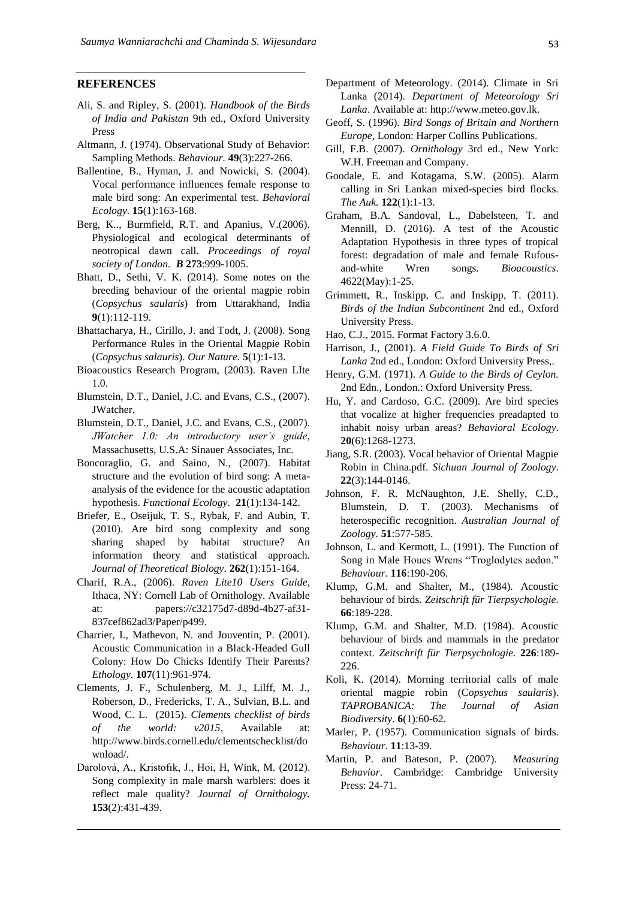## REFERENCES

Ali, S. and Ripley, S. (2001). *Handbook of the Birds of India and Pakistan* 9th ed., Oxford University Press

Altmann, J. (1974). Observational Study of Behavior: Sampling Methods. *Behaviour.* **49**(3):227-266.

Ballentine, B., Hyman, J. and Nowicki, S. (2004). Vocal performance influences female response to male bird song: An experimental test. *Behavioral Ecology.* **15**(1):163-168.

Berg, K.., Burmfield, R.T. and Apanius, V.(2006). Physiological and ecological determinants of neotropical dawn call. *Proceedings of royal society of London. B* **273**:999-1005.

Bhatt, D., Sethi, V. K. (2014). Some notes on the breeding behaviour of the oriental magpie robin (*Copsychus saularis*) from Uttarakhand, India **9**(1):112-119.

Bhattacharya, H., Cirillo, J. and Todt, J. (2008). Song Performance Rules in the Oriental Magpie Robin (*Copsychus salauris*). *Our Nature.* **5**(1):1-13.

Bioacoustics Research Program, (2003). Raven LIte 1.0.

Blumstein, D.T., Daniel, J.C. and Evans, C.S., (2007). JWatcher.

Blumstein, D.T., Daniel, J.C. and Evans, C.S., (2007). *JWatcher 1.0: An introductory user's guide*, Massachusetts, U.S.A: Sinauer Associates, Inc.

Boncoraglio, G. and Saino, N., (2007). Habitat structure and the evolution of bird song: A meta-analysis of the evidence for the acoustic adaptation hypothesis. *Functional Ecology.* **21**(1):134-142.

Briefer, E., Oseijuk, T. S., Rybak, F. and Aubin, T. (2010). Are bird song complexity and song sharing shaped by habitat structure? An information theory and statistical approach. *Journal of Theoretical Biology.* **262**(1):151-164.

Charif, R.A., (2006). *Raven Lite10 Users Guide*, Ithaca, NY: Cornell Lab of Ornithology. Available at: papers://c32175d7-d89d-4b27-af31-837cef862ad3/Paper/p499.

Charrier, I., Mathevon, N. and Jouventin, P. (2001). Acoustic Communication in a Black-Headed Gull Colony: How Do Chicks Identify Their Parents? *Ethology.* **107**(11):961-974.

Clements, J. F., Schulenberg, M. J., Lilff, M. J., Roberson, D., Fredericks, T. A., Sulvian, B.L. and Wood, C. L. (2015). *Clements checklist of birds of the world: v2015*, Available at: http://www.birds.cornell.edu/clementschecklist/download/.

Darolová, A., Kristofik, J., Hoi, H, Wink, M. (2012). Song complexity in male marsh warblers: does it reflect male quality? *Journal of Ornithology.* **153**(2):431-439.

Department of Meteorology. (2014). Climate in Sri Lanka (2014). *Department of Meteorology Sri Lanka*. Available at: http://www.meteo.gov.lk.

Geoff, S. (1996). *Bird Songs of Britain and Northern Europe*, London: Harper Collins Publications.

Gill, F.B. (2007). *Ornithology* 3rd ed., New York: W.H. Freeman and Company.

Goodale, E. and Kotagama, S.W. (2005). Alarm calling in Sri Lankan mixed-species bird flocks. *The Auk.* **122**(1):1-13.

Graham, B.A. Sandoval, L., Dabelsteen, T. and Mennill, D. (2016). A test of the Acoustic Adaptation Hypothesis in three types of tropical forest: degradation of male and female Rufous-and-white Wren songs. *Bioacoustics*. 4622(May):1-25.

Grimmett, R., Inskipp, C. and Inskipp, T. (2011). *Birds of the Indian Subcontinent* 2nd ed., Oxford University Press.

Hao, C.J., 2015. Format Factory 3.6.0.

Harrison, J., (2001). *A Field Guide To Birds of Sri Lanka* 2nd ed., London: Oxford University Press,.

Henry, G.M. (1971). *A Guide to the Birds of Ceylon.* 2nd Edn., London.: Oxford University Press.

Hu, Y. and Cardoso, G.C. (2009). Are bird species that vocalize at higher frequencies preadapted to inhabit noisy urban areas? *Behavioral Ecology.* **20**(6):1268-1273.

Jiang, S.R. (2003). Vocal behavior of Oriental Magpie Robin in China.pdf. *Sichuan Journal of Zoology*. **22**(3):144-0146.

Johnson, F. R. McNaughton, J.E. Shelly, C.D., Blumstein, D. T. (2003). Mechanisms of heterospecific recognition. *Australian Journal of Zoology.* **51**:577-585.

Johnson, L. and Kermott, L. (1991). The Function of Song in Male Houes Wrens "Troglodytes aedon." *Behaviour.* **116**:190-206.

Klump, G.M. and Shalter, M., (1984). Acoustic behaviour of birds. *Zeitschrift für Tierpsychologie.* **66**:189-228.

Klump, G.M. and Shalter, M.D. (1984). Acoustic behaviour of birds and mammals in the predator context. *Zeitschrift für Tierpsychologie.* **226**:189-226.

Koli, K. (2014). Morning territorial calls of male oriental magpie robin (C*opsychus saularis*). *TAPROBANICA: The Journal of Asian Biodiversity*. **6**(1):60-62.

Marler, P. (1957). Communication signals of birds. *Behaviour*. **11**:13-39.

Martin, P. and Bateson, P. (2007). *Measuring Behavior*. Cambridge: Cambridge University Press: 24-71.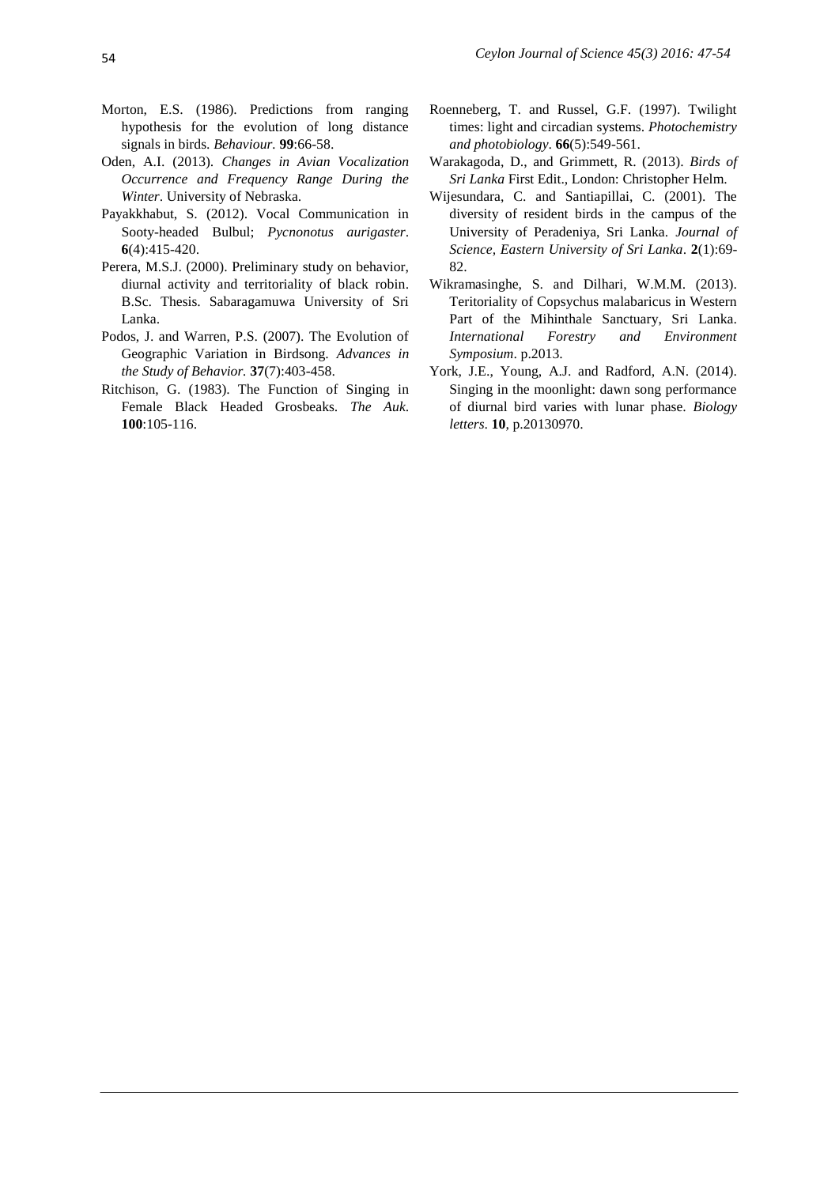Morton, E.S. (1986). Predictions from ranging hypothesis for the evolution of long distance signals in birds. *Behaviour*. **99**:66-58.

Oden, A.I. (2013). *Changes in Avian Vocalization Occurrence and Frequency Range During the Winter*. University of Nebraska.

Payakkhabut, S. (2012). Vocal Communication in Sooty-headed Bulbul; *Pycnonotus aurigaster*. **6**(4):415-420.

Perera, M.S.J. (2000). Preliminary study on behavior, diurnal activity and territoriality of black robin. B.Sc. Thesis. Sabaragamuwa University of Sri Lanka.

Podos, J. and Warren, P.S. (2007). The Evolution of Geographic Variation in Birdsong. *Advances in the Study of Behavior.* **37**(7):403-458.

Ritchison, G. (1983). The Function of Singing in Female Black Headed Grosbeaks. *The Auk*. **100**:105-116.

Roenneberg, T. and Russel, G.F. (1997). Twilight times: light and circadian systems. *Photochemistry and photobiology*. **66**(5):549-561.

Warakagoda, D., and Grimmett, R. (2013). *Birds of Sri Lanka* First Edit., London: Christopher Helm.

Wijesundara, C. and Santiapillai, C. (2001). The diversity of resident birds in the campus of the University of Peradeniya, Sri Lanka. *Journal of Science, Eastern University of Sri Lanka*. **2**(1):69-82.

Wikramasinghe, S. and Dilhari, W.M.M. (2013). Teritoriality of Copsychus malabaricus in Western Part of the Mihinthale Sanctuary, Sri Lanka. *International Forestry and Environment Symposium*. p.2013.

York, J.E., Young, A.J. and Radford, A.N. (2014). Singing in the moonlight: dawn song performance of diurnal bird varies with lunar phase. *Biology letters*. **10**, p.20130970.